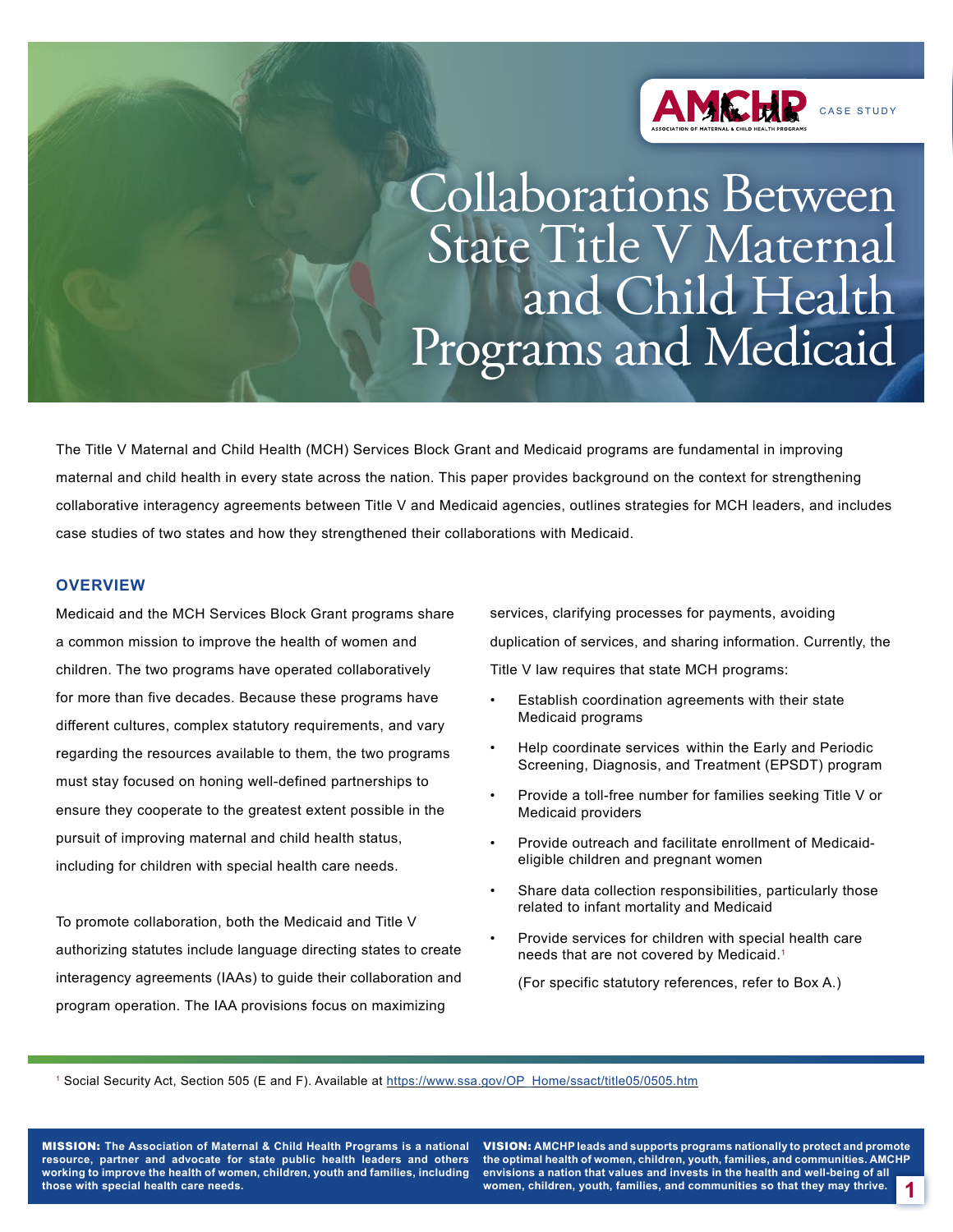AMCHP CASE STUDY

# Collaborations Between State Title V Maternal and Child Health Programs and Medicaid

The Title V Maternal and Child Health (MCH) Services Block Grant and Medicaid programs are fundamental in improving maternal and child health in every state across the nation. This paper provides background on the context for strengthening collaborative interagency agreements between Title V and Medicaid agencies, outlines strategies for MCH leaders, and includes case studies of two states and how they strengthened their collaborations with Medicaid.

## OVERVIEW

Medicaid and the MCH Services Block Grant programs share a common mission to improve the health of women and children. The two programs have operated collaboratively for more than five decades. Because these programs have different cultures, complex statutory requirements, and vary regarding the resources available to them, the two programs must stay focused on honing well-defined partnerships to ensure they cooperate to the greatest extent possible in the pursuit of improving maternal and child health status, including for children with special health care needs.

To promote collaboration, both the Medicaid and Title V authorizing statutes include language directing states to create interagency agreements (IAAs) to guide their collaboration and program operation. The IAA provisions focus on maximizing services, clarifying processes for payments, avoiding duplication of services, and sharing information. Currently, the Title V law requires that state MCH programs:

- Establish coordination agreements with their state Medicaid programs
- Help coordinate services within the Early and Periodic Screening, Diagnosis, and Treatment (EPSDT) program
- Provide a toll-free number for families seeking Title V or Medicaid providers
- Provide outreach and facilitate enrollment of Medicaid-eligible children and pregnant women
- Share data collection responsibilities, particularly those related to infant mortality and Medicaid
- Provide services for children with special health care needs that are not covered by Medicaid.[1]

  (For specific statutory references, refer to Box A.)

[1] Social Security Act, Section 505 (E and F). Available at https://www.ssa.gov/OP_Home/ssact/title05/0505.htm

**MISSION:** The Association of Maternal & Child Health Programs is a national resource, partner and advocate for state public health leaders and others working to improve the health of women, children, youth and families, including those with special health care needs.

**VISION:** AMCHP leads and supports programs nationally to protect and promote the optimal health of women, children, youth, families, and communities. AMCHP envisions a nation that values and invests in the health and well-being of all women, children, youth, families, and communities so that they may thrive.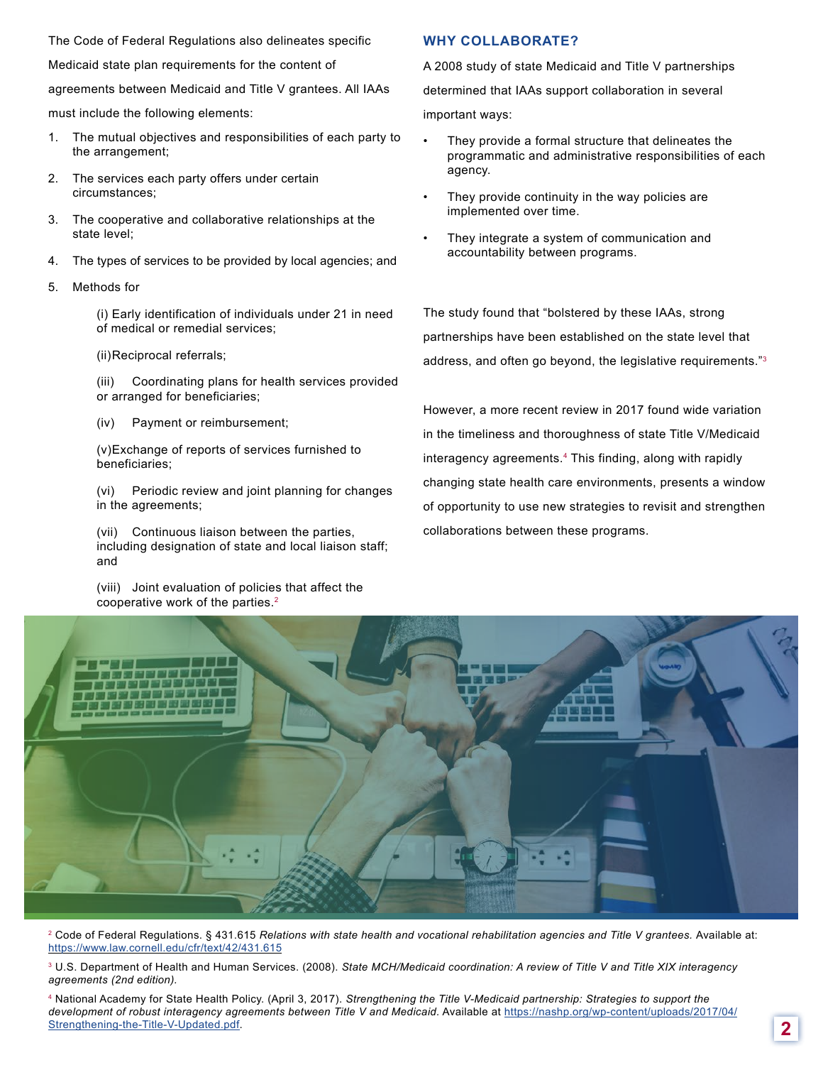The Code of Federal Regulations also delineates specific Medicaid state plan requirements for the content of agreements between Medicaid and Title V grantees. All IAAs must include the following elements:

1. The mutual objectives and responsibilities of each party to the arrangement;
2. The services each party offers under certain circumstances;
3. The cooperative and collaborative relationships at the state level;
4. The types of services to be provided by local agencies; and
5. Methods for

    (i) Early identification of individuals under 21 in need of medical or remedial services;

    (ii) Reciprocal referrals;

    (iii) Coordinating plans for health services provided or arranged for beneficiaries;

    (iv) Payment or reimbursement;

    (v) Exchange of reports of services furnished to beneficiaries;

    (vi) Periodic review and joint planning for changes in the agreements;

    (vii) Continuous liaison between the parties, including designation of state and local liaison staff; and

    (viii) Joint evaluation of policies that affect the cooperative work of the parties.[2]

## WHY COLLABORATE?

A 2008 study of state Medicaid and Title V partnerships determined that IAAs support collaboration in several important ways:

- They provide a formal structure that delineates the programmatic and administrative responsibilities of each agency.
- They provide continuity in the way policies are implemented over time.
- They integrate a system of communication and accountability between programs.

The study found that "bolstered by these IAAs, strong partnerships have been established on the state level that address, and often go beyond, the legislative requirements."[3]

However, a more recent review in 2017 found wide variation in the timeliness and thoroughness of state Title V/Medicaid interagency agreements.[4] This finding, along with rapidly changing state health care environments, presents a window of opportunity to use new strategies to revisit and strengthen collaborations between these programs.

[2] Code of Federal Regulations. § 431.615 *Relations with state health and vocational rehabilitation agencies and Title V grantees.* Available at: https://www.law.cornell.edu/cfr/text/42/431.615

[3] U.S. Department of Health and Human Services. (2008). *State MCH/Medicaid coordination: A review of Title V and Title XIX interagency agreements (2nd edition).*

[4] National Academy for State Health Policy. (April 3, 2017). *Strengthening the Title V-Medicaid partnership: Strategies to support the development of robust interagency agreements between Title V and Medicaid.* Available at https://nashp.org/wp-content/uploads/2017/04/Strengthening-the-Title-V-Updated.pdf.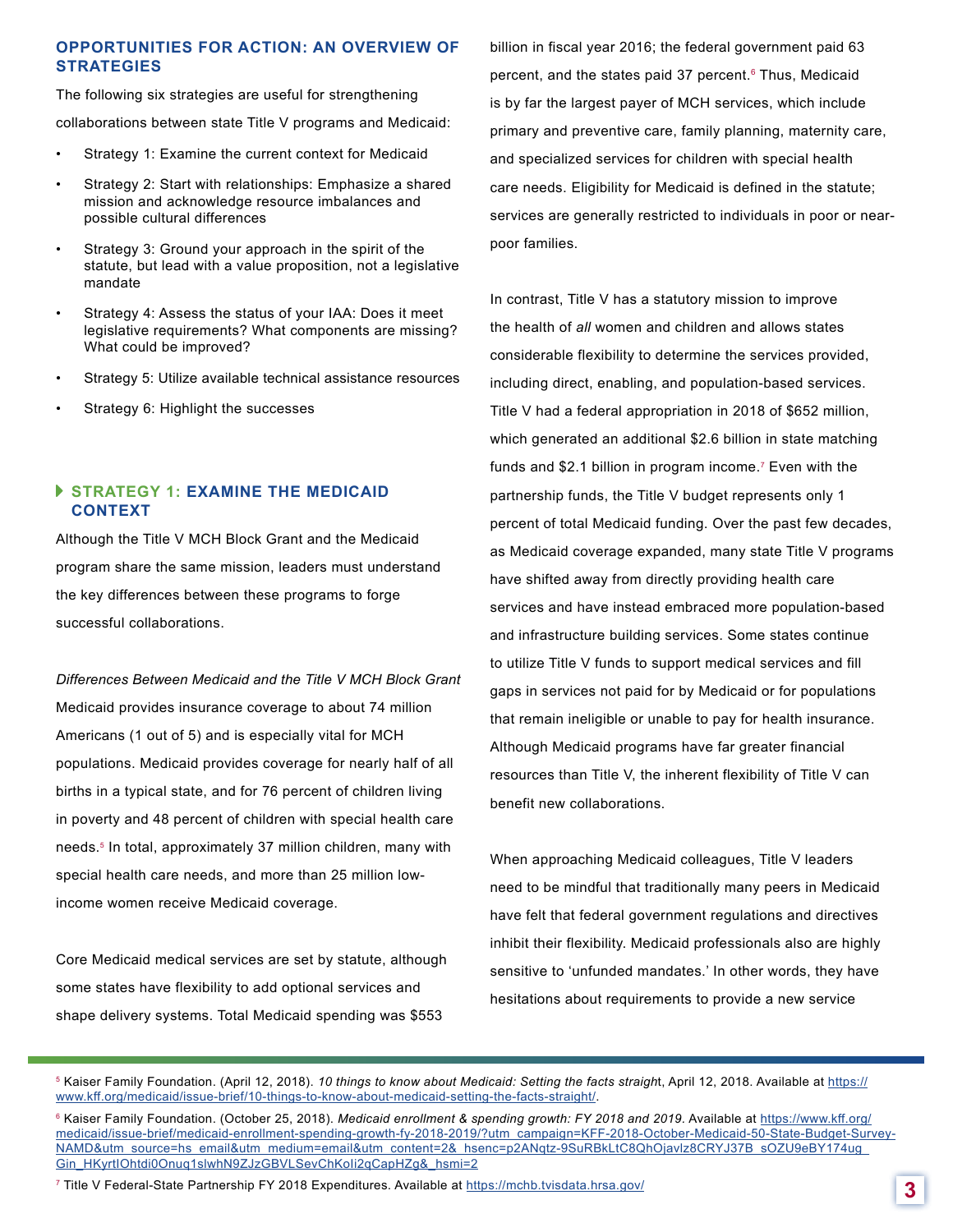## OPPORTUNITIES FOR ACTION: AN OVERVIEW OF STRATEGIES

The following six strategies are useful for strengthening collaborations between state Title V programs and Medicaid:

- Strategy 1: Examine the current context for Medicaid
- Strategy 2: Start with relationships: Emphasize a shared mission and acknowledge resource imbalances and possible cultural differences
- Strategy 3: Ground your approach in the spirit of the statute, but lead with a value proposition, not a legislative mandate
- Strategy 4: Assess the status of your IAA: Does it meet legislative requirements? What components are missing? What could be improved?
- Strategy 5: Utilize available technical assistance resources
- Strategy 6: Highlight the successes

### STRATEGY 1: EXAMINE THE MEDICAID CONTEXT

Although the Title V MCH Block Grant and the Medicaid program share the same mission, leaders must understand the key differences between these programs to forge successful collaborations.

*Differences Between Medicaid and the Title V MCH Block Grant*

Medicaid provides insurance coverage to about 74 million Americans (1 out of 5) and is especially vital for MCH populations. Medicaid provides coverage for nearly half of all births in a typical state, and for 76 percent of children living in poverty and 48 percent of children with special health care needs.[5] In total, approximately 37 million children, many with special health care needs, and more than 25 million low-income women receive Medicaid coverage.

Core Medicaid medical services are set by statute, although some states have flexibility to add optional services and shape delivery systems. Total Medicaid spending was $553 billion in fiscal year 2016; the federal government paid 63 percent, and the states paid 37 percent.[6] Thus, Medicaid is by far the largest payer of MCH services, which include primary and preventive care, family planning, maternity care, and specialized services for children with special health care needs. Eligibility for Medicaid is defined in the statute; services are generally restricted to individuals in poor or near-poor families.

In contrast, Title V has a statutory mission to improve the health of *all* women and children and allows states considerable flexibility to determine the services provided, including direct, enabling, and population-based services. Title V had a federal appropriation in 2018 of $652 million, which generated an additional $2.6 billion in state matching funds and $2.1 billion in program income.[7] Even with the partnership funds, the Title V budget represents only 1 percent of total Medicaid funding. Over the past few decades, as Medicaid coverage expanded, many state Title V programs have shifted away from directly providing health care services and have instead embraced more population-based and infrastructure building services. Some states continue to utilize Title V funds to support medical services and fill gaps in services not paid for by Medicaid or for populations that remain ineligible or unable to pay for health insurance. Although Medicaid programs have far greater financial resources than Title V, the inherent flexibility of Title V can benefit new collaborations.

When approaching Medicaid colleagues, Title V leaders need to be mindful that traditionally many peers in Medicaid have felt that federal government regulations and directives inhibit their flexibility. Medicaid professionals also are highly sensitive to 'unfunded mandates.' In other words, they have hesitations about requirements to provide a new service

---

[5] Kaiser Family Foundation. (April 12, 2018). *10 things to know about Medicaid: Setting the facts straight*, April 12, 2018. Available at https://www.kff.org/medicaid/issue-brief/10-things-to-know-about-medicaid-setting-the-facts-straight/.

[6] Kaiser Family Foundation. (October 25, 2018). *Medicaid enrollment & spending growth: FY 2018 and 2019*. Available at https://www.kff.org/medicaid/issue-brief/medicaid-enrollment-spending-growth-fy-2018-2019/?utm_campaign=KFF-2018-October-Medicaid-50-State-Budget-Survey-NAMD&utm_source=hs_email&utm_medium=email&utm_content=2&_hsenc=p2ANqtz-9SuRBkLtC8QhOjavlz8CRYJ37B_sOZU9eBY174ug_Gin_HKyrtIOhtdi0Onuq1slwhN9ZJzGBVLSevChKoIi2qCapHZg&_hsmi=2

[7] Title V Federal-State Partnership FY 2018 Expenditures. Available at https://mchb.tvisdata.hrsa.gov/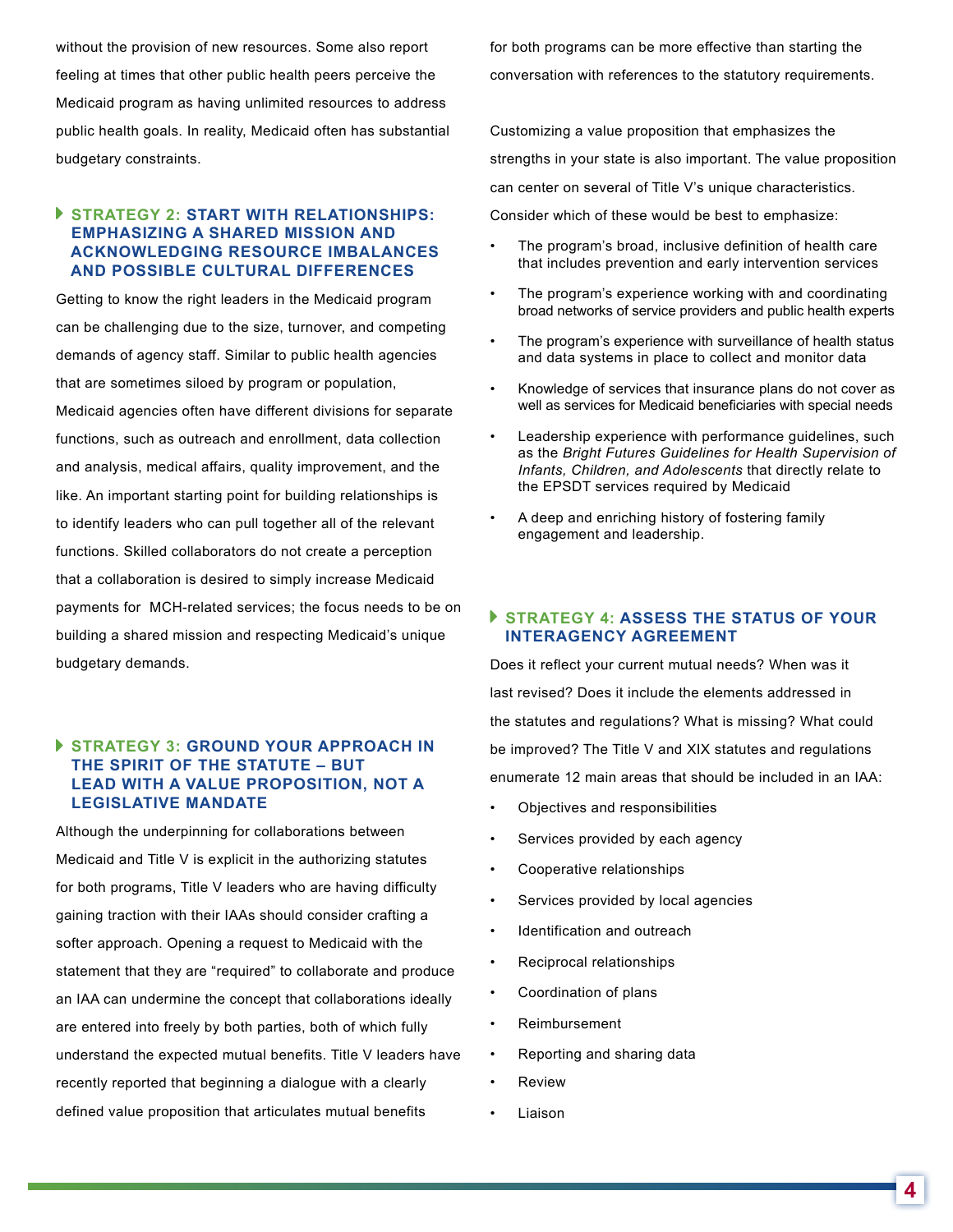without the provision of new resources. Some also report feeling at times that other public health peers perceive the Medicaid program as having unlimited resources to address public health goals. In reality, Medicaid often has substantial budgetary constraints.

### STRATEGY 2: START WITH RELATIONSHIPS: EMPHASIZING A SHARED MISSION AND ACKNOWLEDGING RESOURCE IMBALANCES AND POSSIBLE CULTURAL DIFFERENCES

Getting to know the right leaders in the Medicaid program can be challenging due to the size, turnover, and competing demands of agency staff. Similar to public health agencies that are sometimes siloed by program or population, Medicaid agencies often have different divisions for separate functions, such as outreach and enrollment, data collection and analysis, medical affairs, quality improvement, and the like. An important starting point for building relationships is to identify leaders who can pull together all of the relevant functions. Skilled collaborators do not create a perception that a collaboration is desired to simply increase Medicaid payments for MCH-related services; the focus needs to be on building a shared mission and respecting Medicaid's unique budgetary demands.

### STRATEGY 3: GROUND YOUR APPROACH IN THE SPIRIT OF THE STATUTE – BUT LEAD WITH A VALUE PROPOSITION, NOT A LEGISLATIVE MANDATE

Although the underpinning for collaborations between Medicaid and Title V is explicit in the authorizing statutes for both programs, Title V leaders who are having difficulty gaining traction with their IAAs should consider crafting a softer approach. Opening a request to Medicaid with the statement that they are "required" to collaborate and produce an IAA can undermine the concept that collaborations ideally are entered into freely by both parties, both of which fully understand the expected mutual benefits. Title V leaders have recently reported that beginning a dialogue with a clearly defined value proposition that articulates mutual benefits for both programs can be more effective than starting the conversation with references to the statutory requirements.

Customizing a value proposition that emphasizes the strengths in your state is also important. The value proposition can center on several of Title V's unique characteristics. Consider which of these would be best to emphasize:

- The program's broad, inclusive definition of health care that includes prevention and early intervention services
- The program's experience working with and coordinating broad networks of service providers and public health experts
- The program's experience with surveillance of health status and data systems in place to collect and monitor data
- Knowledge of services that insurance plans do not cover as well as services for Medicaid beneficiaries with special needs
- Leadership experience with performance guidelines, such as the *Bright Futures Guidelines for Health Supervision of Infants, Children, and Adolescents* that directly relate to the EPSDT services required by Medicaid
- A deep and enriching history of fostering family engagement and leadership.

### STRATEGY 4: ASSESS THE STATUS OF YOUR INTERAGENCY AGREEMENT

Does it reflect your current mutual needs? When was it last revised? Does it include the elements addressed in the statutes and regulations? What is missing? What could be improved? The Title V and XIX statutes and regulations enumerate 12 main areas that should be included in an IAA:

- Objectives and responsibilities
- Services provided by each agency
- Cooperative relationships
- Services provided by local agencies
- Identification and outreach
- Reciprocal relationships
- Coordination of plans
- Reimbursement
- Reporting and sharing data
- Review
- Liaison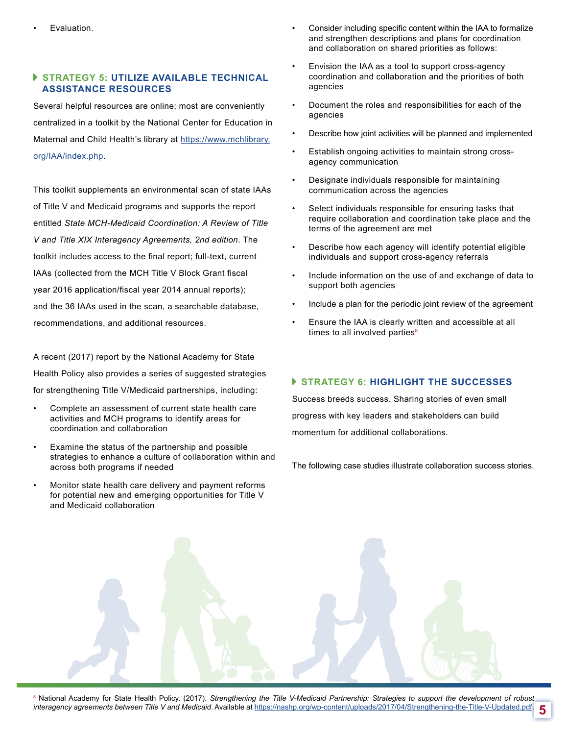- Evaluation.

### STRATEGY 5: UTILIZE AVAILABLE TECHNICAL ASSISTANCE RESOURCES

Several helpful resources are online; most are conveniently centralized in a toolkit by the National Center for Education in Maternal and Child Health's library at https://www.mchlibrary.org/IAA/index.php.

This toolkit supplements an environmental scan of state IAAs of Title V and Medicaid programs and supports the report entitled *State MCH-Medicaid Coordination: A Review of Title V and Title XIX Interagency Agreements, 2nd edition*. The toolkit includes access to the final report; full-text, current IAAs (collected from the MCH Title V Block Grant fiscal year 2016 application/fiscal year 2014 annual reports); and the 36 IAAs used in the scan, a searchable database, recommendations, and additional resources.

A recent (2017) report by the National Academy for State Health Policy also provides a series of suggested strategies for strengthening Title V/Medicaid partnerships, including:

- Complete an assessment of current state health care activities and MCH programs to identify areas for coordination and collaboration
- Examine the status of the partnership and possible strategies to enhance a culture of collaboration within and across both programs if needed
- Monitor state health care delivery and payment reforms for potential new and emerging opportunities for Title V and Medicaid collaboration
- Consider including specific content within the IAA to formalize and strengthen descriptions and plans for coordination and collaboration on shared priorities as follows:
- Envision the IAA as a tool to support cross-agency coordination and collaboration and the priorities of both agencies
- Document the roles and responsibilities for each of the agencies
- Describe how joint activities will be planned and implemented
- Establish ongoing activities to maintain strong cross-agency communication
- Designate individuals responsible for maintaining communication across the agencies
- Select individuals responsible for ensuring tasks that require collaboration and coordination take place and the terms of the agreement are met
- Describe how each agency will identify potential eligible individuals and support cross-agency referrals
- Include information on the use of and exchange of data to support both agencies
- Include a plan for the periodic joint review of the agreement
- Ensure the IAA is clearly written and accessible at all times to all involved parties[8]

### STRATEGY 6: HIGHLIGHT THE SUCCESSES

Success breeds success. Sharing stories of even small progress with key leaders and stakeholders can build momentum for additional collaborations.

The following case studies illustrate collaboration success stories.

---

[8] National Academy for State Health Policy. (2017). *Strengthening the Title V-Medicaid Partnership: Strategies to support the development of robust interagency agreements between Title V and Medicaid*. Available at https://nashp.org/wp-content/uploads/2017/04/Strengthening-the-Title-V-Updated.pdf.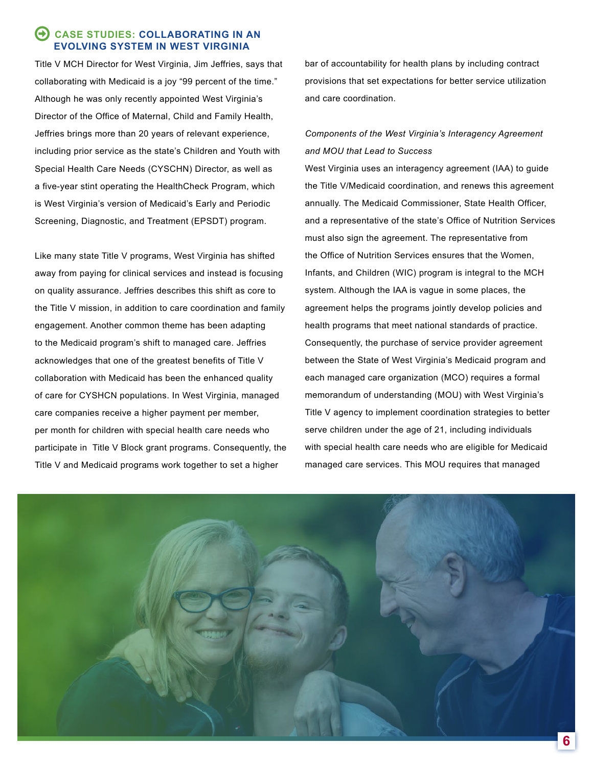## CASE STUDIES: COLLABORATING IN AN EVOLVING SYSTEM IN WEST VIRGINIA

Title V MCH Director for West Virginia, Jim Jeffries, says that collaborating with Medicaid is a joy "99 percent of the time." Although he was only recently appointed West Virginia's Director of the Office of Maternal, Child and Family Health, Jeffries brings more than 20 years of relevant experience, including prior service as the state's Children and Youth with Special Health Care Needs (CYSCHN) Director, as well as a five-year stint operating the HealthCheck Program, which is West Virginia's version of Medicaid's Early and Periodic Screening, Diagnostic, and Treatment (EPSDT) program.

Like many state Title V programs, West Virginia has shifted away from paying for clinical services and instead is focusing on quality assurance. Jeffries describes this shift as core to the Title V mission, in addition to care coordination and family engagement. Another common theme has been adapting to the Medicaid program's shift to managed care. Jeffries acknowledges that one of the greatest benefits of Title V collaboration with Medicaid has been the enhanced quality of care for CYSHCN populations. In West Virginia, managed care companies receive a higher payment per member, per month for children with special health care needs who participate in Title V Block grant programs. Consequently, the Title V and Medicaid programs work together to set a higher bar of accountability for health plans by including contract provisions that set expectations for better service utilization and care coordination.

*Components of the West Virginia's Interagency Agreement and MOU that Lead to Success*

West Virginia uses an interagency agreement (IAA) to guide the Title V/Medicaid coordination, and renews this agreement annually. The Medicaid Commissioner, State Health Officer, and a representative of the state's Office of Nutrition Services must also sign the agreement. The representative from the Office of Nutrition Services ensures that the Women, Infants, and Children (WIC) program is integral to the MCH system. Although the IAA is vague in some places, the agreement helps the programs jointly develop policies and health programs that meet national standards of practice. Consequently, the purchase of service provider agreement between the State of West Virginia's Medicaid program and each managed care organization (MCO) requires a formal memorandum of understanding (MOU) with West Virginia's Title V agency to implement coordination strategies to better serve children under the age of 21, including individuals with special health care needs who are eligible for Medicaid managed care services. This MOU requires that managed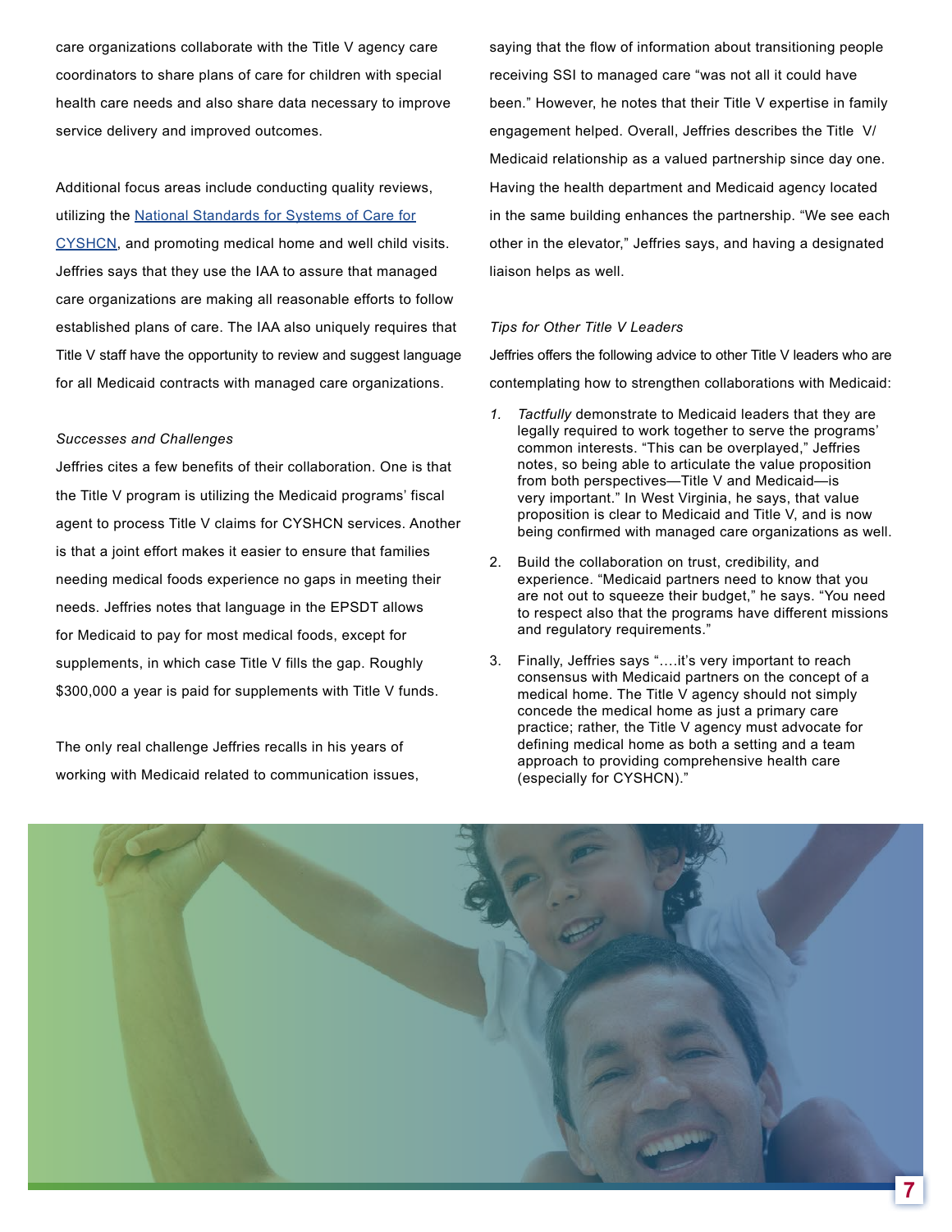care organizations collaborate with the Title V agency care coordinators to share plans of care for children with special health care needs and also share data necessary to improve service delivery and improved outcomes.

Additional focus areas include conducting quality reviews, utilizing the National Standards for Systems of Care for CYSHCN, and promoting medical home and well child visits. Jeffries says that they use the IAA to assure that managed care organizations are making all reasonable efforts to follow established plans of care. The IAA also uniquely requires that Title V staff have the opportunity to review and suggest language for all Medicaid contracts with managed care organizations.

*Successes and Challenges*

Jeffries cites a few benefits of their collaboration. One is that the Title V program is utilizing the Medicaid programs' fiscal agent to process Title V claims for CYSHCN services. Another is that a joint effort makes it easier to ensure that families needing medical foods experience no gaps in meeting their needs. Jeffries notes that language in the EPSDT allows for Medicaid to pay for most medical foods, except for supplements, in which case Title V fills the gap. Roughly $300,000 a year is paid for supplements with Title V funds.

The only real challenge Jeffries recalls in his years of working with Medicaid related to communication issues, saying that the flow of information about transitioning people receiving SSI to managed care "was not all it could have been." However, he notes that their Title V expertise in family engagement helped. Overall, Jeffries describes the Title V/ Medicaid relationship as a valued partnership since day one. Having the health department and Medicaid agency located in the same building enhances the partnership. "We see each other in the elevator," Jeffries says, and having a designated liaison helps as well.

*Tips for Other Title V Leaders*

Jeffries offers the following advice to other Title V leaders who are contemplating how to strengthen collaborations with Medicaid:

1. *Tactfully* demonstrate to Medicaid leaders that they are legally required to work together to serve the programs' common interests. "This can be overplayed," Jeffries notes, so being able to articulate the value proposition from both perspectives—Title V and Medicaid—is very important." In West Virginia, he says, that value proposition is clear to Medicaid and Title V, and is now being confirmed with managed care organizations as well.
2. Build the collaboration on trust, credibility, and experience. "Medicaid partners need to know that you are not out to squeeze their budget," he says. "You need to respect also that the programs have different missions and regulatory requirements."
3. Finally, Jeffries says "….it's very important to reach consensus with Medicaid partners on the concept of a medical home. The Title V agency should not simply concede the medical home as just a primary care practice; rather, the Title V agency must advocate for defining medical home as both a setting and a team approach to providing comprehensive health care (especially for CYSHCN)."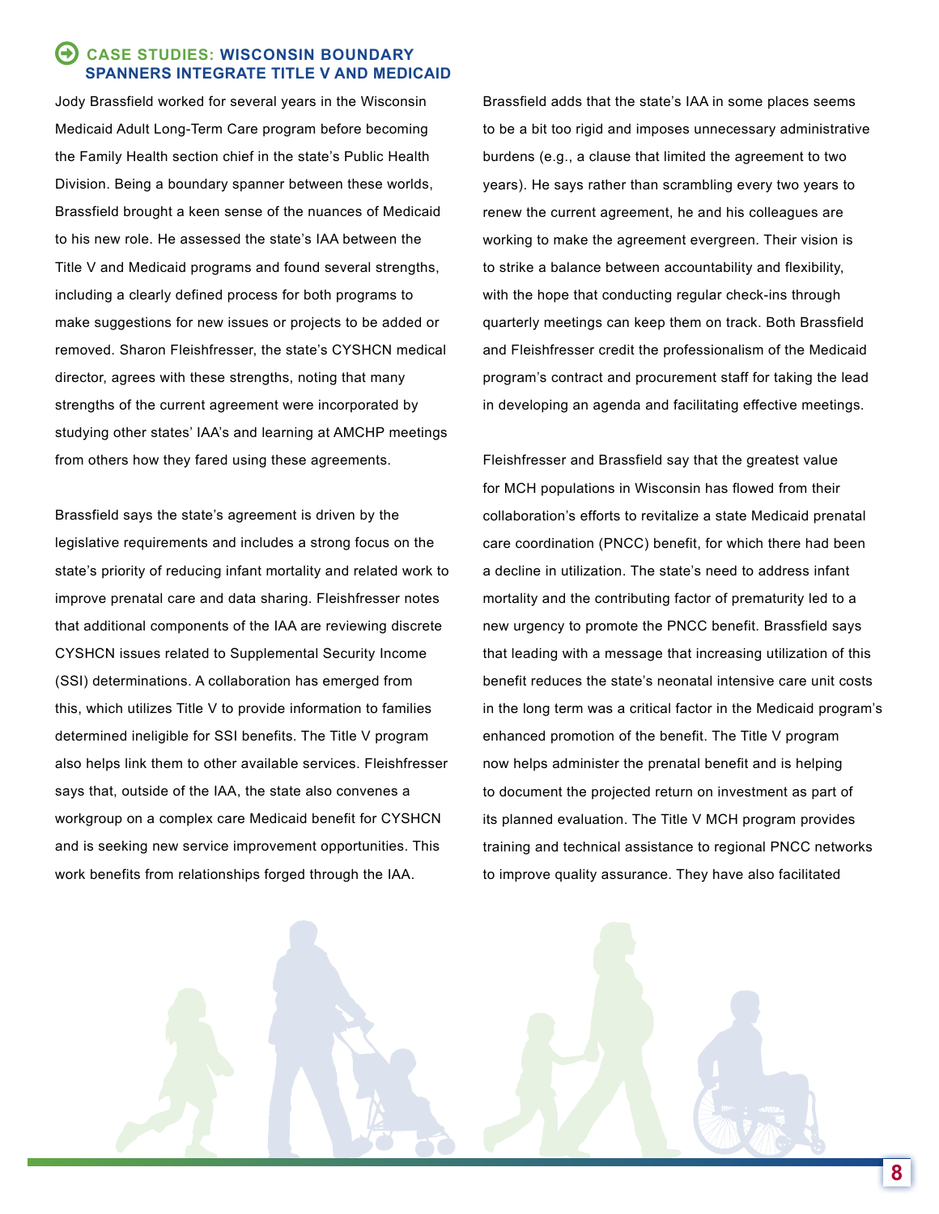## CASE STUDIES: WISCONSIN BOUNDARY SPANNERS INTEGRATE TITLE V AND MEDICAID

Jody Brassfield worked for several years in the Wisconsin Medicaid Adult Long-Term Care program before becoming the Family Health section chief in the state's Public Health Division. Being a boundary spanner between these worlds, Brassfield brought a keen sense of the nuances of Medicaid to his new role. He assessed the state's IAA between the Title V and Medicaid programs and found several strengths, including a clearly defined process for both programs to make suggestions for new issues or projects to be added or removed. Sharon Fleishfresser, the state's CYSHCN medical director, agrees with these strengths, noting that many strengths of the current agreement were incorporated by studying other states' IAA's and learning at AMCHP meetings from others how they fared using these agreements.

Brassfield says the state's agreement is driven by the legislative requirements and includes a strong focus on the state's priority of reducing infant mortality and related work to improve prenatal care and data sharing. Fleishfresser notes that additional components of the IAA are reviewing discrete CYSHCN issues related to Supplemental Security Income (SSI) determinations. A collaboration has emerged from this, which utilizes Title V to provide information to families determined ineligible for SSI benefits. The Title V program also helps link them to other available services. Fleishfresser says that, outside of the IAA, the state also convenes a workgroup on a complex care Medicaid benefit for CYSHCN and is seeking new service improvement opportunities. This work benefits from relationships forged through the IAA.

Brassfield adds that the state's IAA in some places seems to be a bit too rigid and imposes unnecessary administrative burdens (e.g., a clause that limited the agreement to two years). He says rather than scrambling every two years to renew the current agreement, he and his colleagues are working to make the agreement evergreen. Their vision is to strike a balance between accountability and flexibility, with the hope that conducting regular check-ins through quarterly meetings can keep them on track. Both Brassfield and Fleishfresser credit the professionalism of the Medicaid program's contract and procurement staff for taking the lead in developing an agenda and facilitating effective meetings.

Fleishfresser and Brassfield say that the greatest value for MCH populations in Wisconsin has flowed from their collaboration's efforts to revitalize a state Medicaid prenatal care coordination (PNCC) benefit, for which there had been a decline in utilization. The state's need to address infant mortality and the contributing factor of prematurity led to a new urgency to promote the PNCC benefit. Brassfield says that leading with a message that increasing utilization of this benefit reduces the state's neonatal intensive care unit costs in the long term was a critical factor in the Medicaid program's enhanced promotion of the benefit. The Title V program now helps administer the prenatal benefit and is helping to document the projected return on investment as part of its planned evaluation. The Title V MCH program provides training and technical assistance to regional PNCC networks to improve quality assurance. They have also facilitated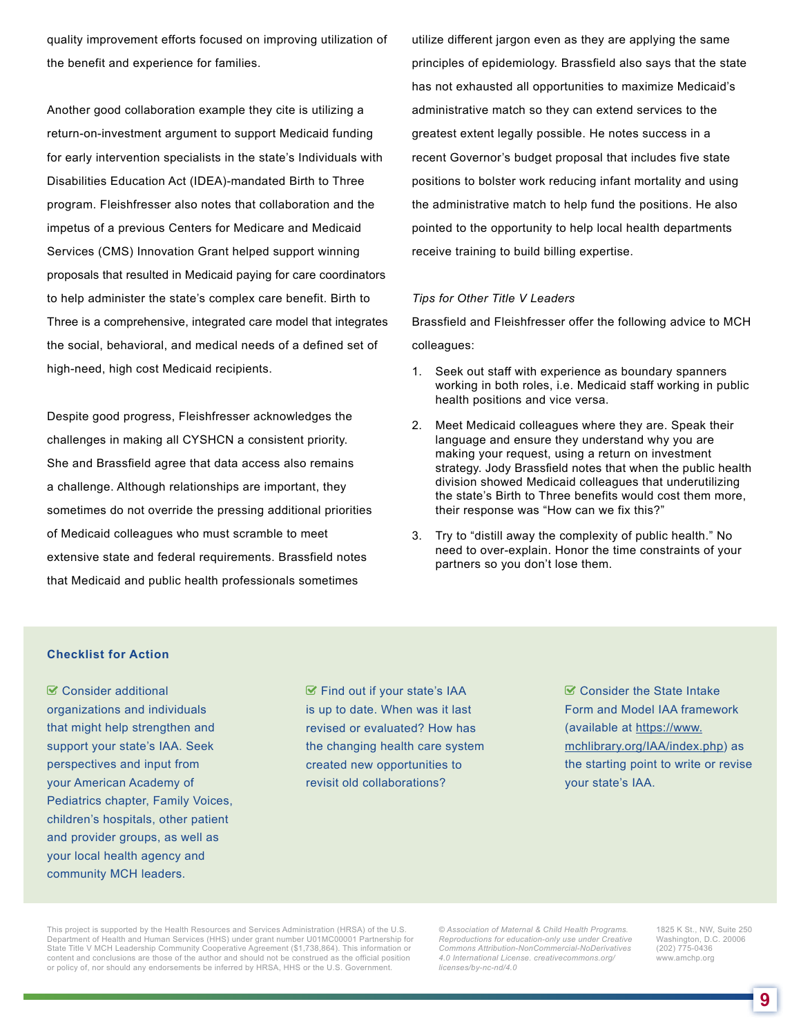quality improvement efforts focused on improving utilization of the benefit and experience for families.

Another good collaboration example they cite is utilizing a return-on-investment argument to support Medicaid funding for early intervention specialists in the state's Individuals with Disabilities Education Act (IDEA)-mandated Birth to Three program. Fleishfresser also notes that collaboration and the impetus of a previous Centers for Medicare and Medicaid Services (CMS) Innovation Grant helped support winning proposals that resulted in Medicaid paying for care coordinators to help administer the state's complex care benefit. Birth to Three is a comprehensive, integrated care model that integrates the social, behavioral, and medical needs of a defined set of high-need, high cost Medicaid recipients.

Despite good progress, Fleishfresser acknowledges the challenges in making all CYSHCN a consistent priority. She and Brassfield agree that data access also remains a challenge. Although relationships are important, they sometimes do not override the pressing additional priorities of Medicaid colleagues who must scramble to meet extensive state and federal requirements. Brassfield notes that Medicaid and public health professionals sometimes utilize different jargon even as they are applying the same principles of epidemiology. Brassfield also says that the state has not exhausted all opportunities to maximize Medicaid's administrative match so they can extend services to the greatest extent legally possible. He notes success in a recent Governor's budget proposal that includes five state positions to bolster work reducing infant mortality and using the administrative match to help fund the positions. He also pointed to the opportunity to help local health departments receive training to build billing expertise.

*Tips for Other Title V Leaders*

Brassfield and Fleishfresser offer the following advice to MCH colleagues:

1. Seek out staff with experience as boundary spanners working in both roles, i.e. Medicaid staff working in public health positions and vice versa.
2. Meet Medicaid colleagues where they are. Speak their language and ensure they understand why you are making your request, using a return on investment strategy. Jody Brassfield notes that when the public health division showed Medicaid colleagues that underutilizing the state's Birth to Three benefits would cost them more, their response was "How can we fix this?"
3. Try to "distill away the complexity of public health." No need to over-explain. Honor the time constraints of your partners so you don't lose them.

**Checklist for Action**

- ☑ Consider additional organizations and individuals that might help strengthen and support your state's IAA. Seek perspectives and input from your American Academy of Pediatrics chapter, Family Voices, children's hospitals, other patient and provider groups, as well as your local health agency and community MCH leaders.
- ☑ Find out if your state's IAA is up to date. When was it last revised or evaluated? How has the changing health care system created new opportunities to revisit old collaborations?
- ☑ Consider the State Intake Form and Model IAA framework (available at https://www.mchlibrary.org/IAA/index.php) as the starting point to write or revise your state's IAA.

This project is supported by the Health Resources and Services Administration (HRSA) of the U.S. Department of Health and Human Services (HHS) under grant number U01MC00001 Partnership for State Title V MCH Leadership Community Cooperative Agreement ($1,738,864). This information or content and conclusions are those of the author and should not be construed as the official position or policy of, nor should any endorsements be inferred by HRSA, HHS or the U.S. Government.

*© Association of Maternal & Child Health Programs. Reproductions for education-only use under Creative Commons Attribution-NonCommercial-NoDerivatives 4.0 International License. creativecommons.org/licenses/by-nc-nd/4.0*

1825 K St., NW, Suite 250
Washington, D.C. 20006
(202) 775-0436
www.amchp.org